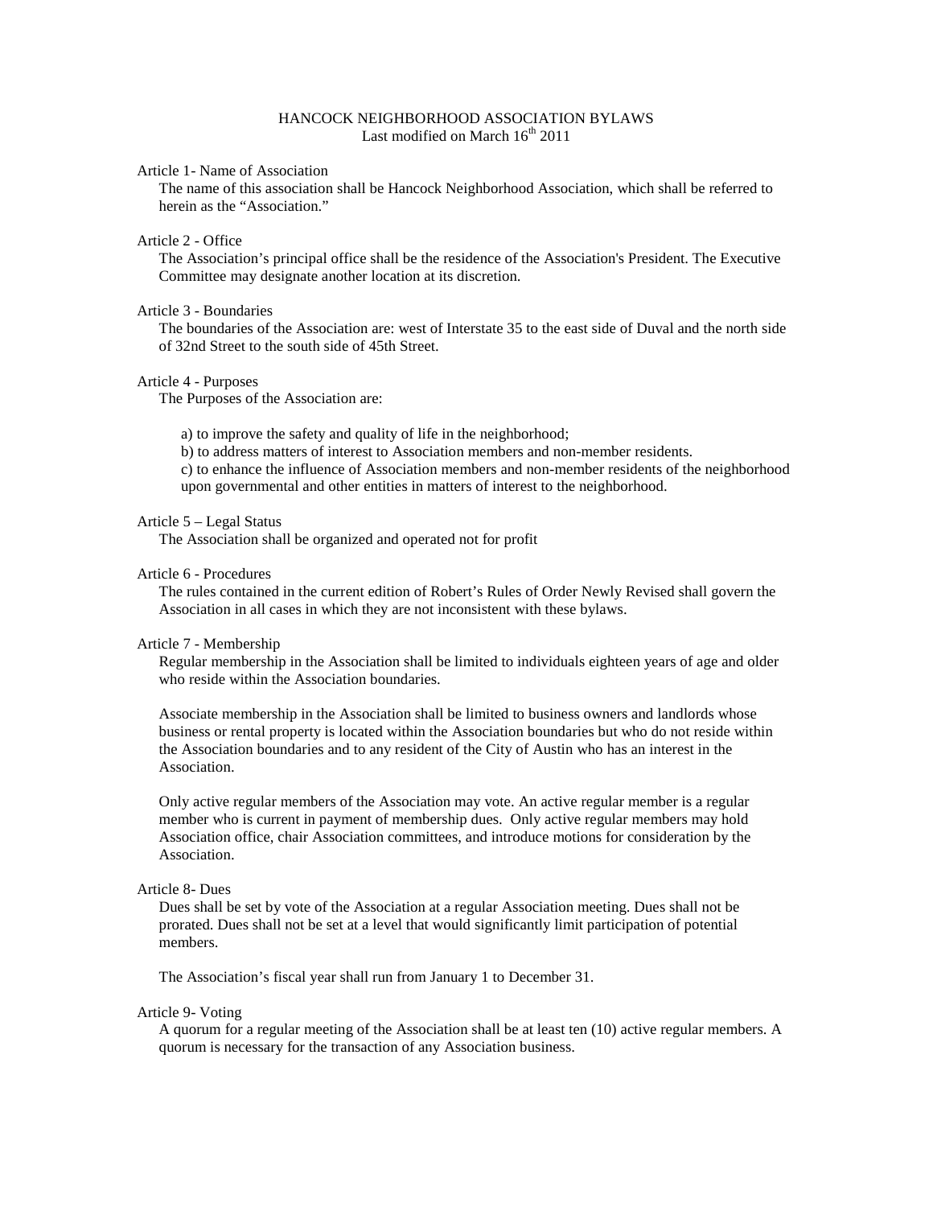# HANCOCK NEIGHBORHOOD ASSOCIATION BYLAWS

Last modified on March 16th 2011

## Article 1- Name of Association

The name of this association shall be Hancock Neighborhood Association, which shall be referred to herein as the "Association."

## Article 2 - Office

The Association's principal office shall be the residence of the Association's President. The Executive Committee may designate another location at its discretion.

## Article 3 - Boundaries

The boundaries of the Association are: west of Interstate 35 to the east side of Duval and the north side of 32nd Street to the south side of 45th Street.

## Article 4 - Purposes

The Purposes of the Association are:

a) to improve the safety and quality of life in the neighborhood;

b) to address matters of interest to Association members and non-member residents.

c) to enhance the influence of Association members and non-member residents of the neighborhood upon governmental and other entities in matters of interest to the neighborhood.

## Article 5 – Legal Status

The Association shall be organized and operated not for profit

## Article 6 - Procedures

The rules contained in the current edition of Robert's Rules of Order Newly Revised shall govern the Association in all cases in which they are not inconsistent with these bylaws.

## Article 7 - Membership

Regular membership in the Association shall be limited to individuals eighteen years of age and older who reside within the Association boundaries.

Associate membership in the Association shall be limited to business owners and landlords whose business or rental property is located within the Association boundaries but who do not reside within the Association boundaries and to any resident of the City of Austin who has an interest in the Association.

Only active regular members of the Association may vote. An active regular member is a regular member who is current in payment of membership dues. Only active regular members may hold Association office, chair Association committees, and introduce motions for consideration by the Association.

## Article 8- Dues

Dues shall be set by vote of the Association at a regular Association meeting. Dues shall not be prorated. Dues shall not be set at a level that would significantly limit participation of potential members.

The Association's fiscal year shall run from January 1 to December 31.

## Article 9- Voting

A quorum for a regular meeting of the Association shall be at least ten (10) active regular members. A quorum is necessary for the transaction of any Association business.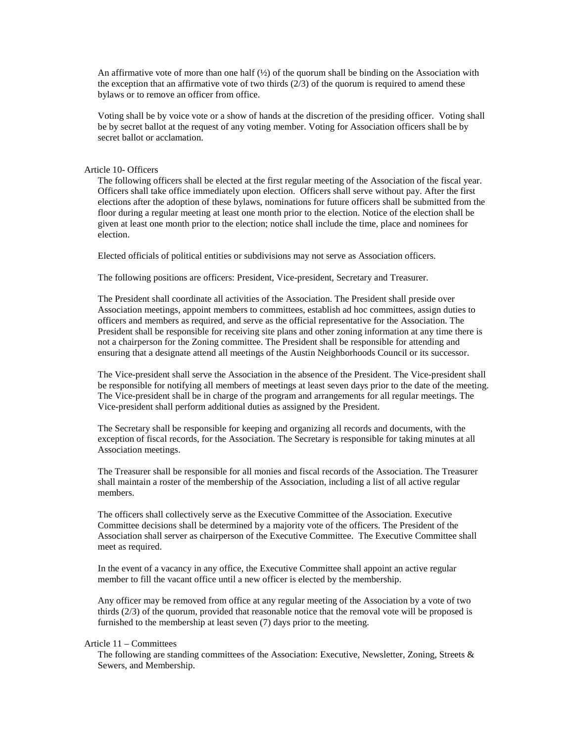An affirmative vote of more than one half (½) of the quorum shall be binding on the Association with the exception that an affirmative vote of two thirds (2/3) of the quorum is required to amend these bylaws or to remove an officer from office.

Voting shall be by voice vote or a show of hands at the discretion of the presiding officer. Voting shall be by secret ballot at the request of any voting member. Voting for Association officers shall be by secret ballot or acclamation.

## Article 10- Officers

The following officers shall be elected at the first regular meeting of the Association of the fiscal year. Officers shall take office immediately upon election. Officers shall serve without pay. After the first elections after the adoption of these bylaws, nominations for future officers shall be submitted from the floor during a regular meeting at least one month prior to the election. Notice of the election shall be given at least one month prior to the election; notice shall include the time, place and nominees for election.

Elected officials of political entities or subdivisions may not serve as Association officers.

The following positions are officers: President, Vice-president, Secretary and Treasurer.

The President shall coordinate all activities of the Association. The President shall preside over Association meetings, appoint members to committees, establish ad hoc committees, assign duties to officers and members as required, and serve as the official representative for the Association. The President shall be responsible for receiving site plans and other zoning information at any time there is not a chairperson for the Zoning committee. The President shall be responsible for attending and ensuring that a designate attend all meetings of the Austin Neighborhoods Council or its successor.

The Vice-president shall serve the Association in the absence of the President. The Vice-president shall be responsible for notifying all members of meetings at least seven days prior to the date of the meeting. The Vice-president shall be in charge of the program and arrangements for all regular meetings. The Vice-president shall perform additional duties as assigned by the President.

The Secretary shall be responsible for keeping and organizing all records and documents, with the exception of fiscal records, for the Association. The Secretary is responsible for taking minutes at all Association meetings.

The Treasurer shall be responsible for all monies and fiscal records of the Association. The Treasurer shall maintain a roster of the membership of the Association, including a list of all active regular members.

The officers shall collectively serve as the Executive Committee of the Association. Executive Committee decisions shall be determined by a majority vote of the officers. The President of the Association shall server as chairperson of the Executive Committee. The Executive Committee shall meet as required.

In the event of a vacancy in any office, the Executive Committee shall appoint an active regular member to fill the vacant office until a new officer is elected by the membership.

Any officer may be removed from office at any regular meeting of the Association by a vote of two thirds (2/3) of the quorum, provided that reasonable notice that the removal vote will be proposed is furnished to the membership at least seven (7) days prior to the meeting.

## Article 11 – Committees

The following are standing committees of the Association: Executive, Newsletter, Zoning, Streets & Sewers, and Membership.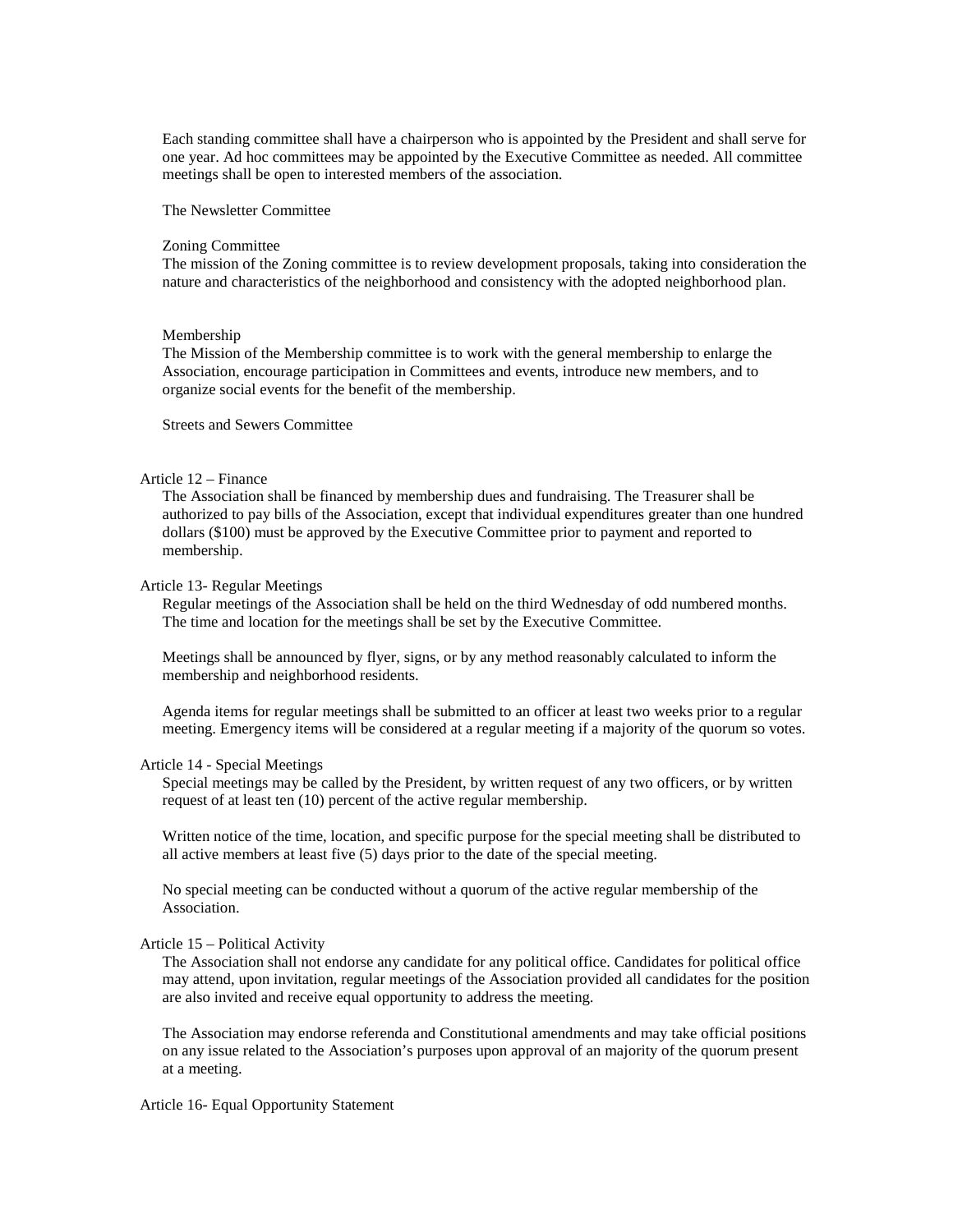Each standing committee shall have a chairperson who is appointed by the President and shall serve for one year. Ad hoc committees may be appointed by the Executive Committee as needed. All committee meetings shall be open to interested members of the association.

The Newsletter Committee

Zoning Committee
The mission of the Zoning committee is to review development proposals, taking into consideration the nature and characteristics of the neighborhood and consistency with the adopted neighborhood plan.

Membership
The Mission of the Membership committee is to work with the general membership to enlarge the Association, encourage participation in Committees and events, introduce new members, and to organize social events for the benefit of the membership.

Streets and Sewers Committee

## Article 12 – Finance

The Association shall be financed by membership dues and fundraising. The Treasurer shall be authorized to pay bills of the Association, except that individual expenditures greater than one hundred dollars ($100) must be approved by the Executive Committee prior to payment and reported to membership.

## Article 13- Regular Meetings

Regular meetings of the Association shall be held on the third Wednesday of odd numbered months. The time and location for the meetings shall be set by the Executive Committee.

Meetings shall be announced by flyer, signs, or by any method reasonably calculated to inform the membership and neighborhood residents.

Agenda items for regular meetings shall be submitted to an officer at least two weeks prior to a regular meeting. Emergency items will be considered at a regular meeting if a majority of the quorum so votes.

## Article 14 - Special Meetings

Special meetings may be called by the President, by written request of any two officers, or by written request of at least ten (10) percent of the active regular membership.

Written notice of the time, location, and specific purpose for the special meeting shall be distributed to all active members at least five (5) days prior to the date of the special meeting.

No special meeting can be conducted without a quorum of the active regular membership of the Association.

## Article 15 – Political Activity

The Association shall not endorse any candidate for any political office. Candidates for political office may attend, upon invitation, regular meetings of the Association provided all candidates for the position are also invited and receive equal opportunity to address the meeting.

The Association may endorse referenda and Constitutional amendments and may take official positions on any issue related to the Association's purposes upon approval of an majority of the quorum present at a meeting.

## Article 16- Equal Opportunity Statement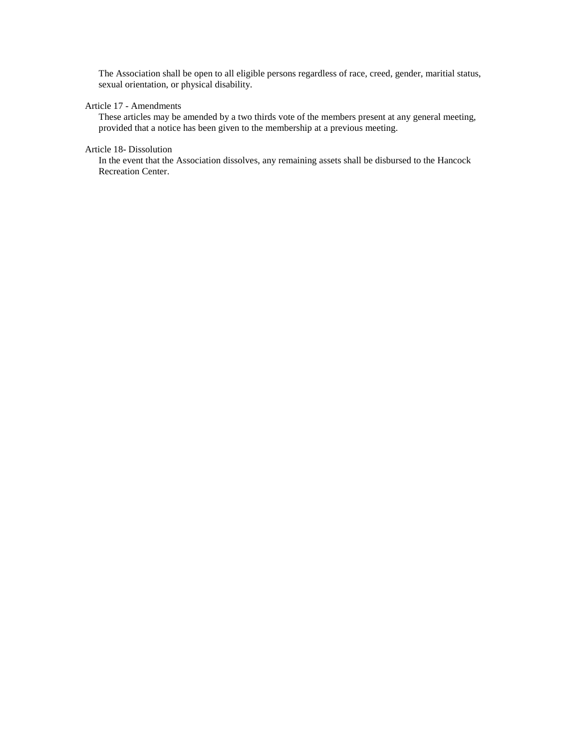The Association shall be open to all eligible persons regardless of race, creed, gender, maritial status, sexual orientation, or physical disability.

Article 17 - Amendments

These articles may be amended by a two thirds vote of the members present at any general meeting, provided that a notice has been given to the membership at a previous meeting.

Article 18- Dissolution

In the event that the Association dissolves, any remaining assets shall be disbursed to the Hancock Recreation Center.